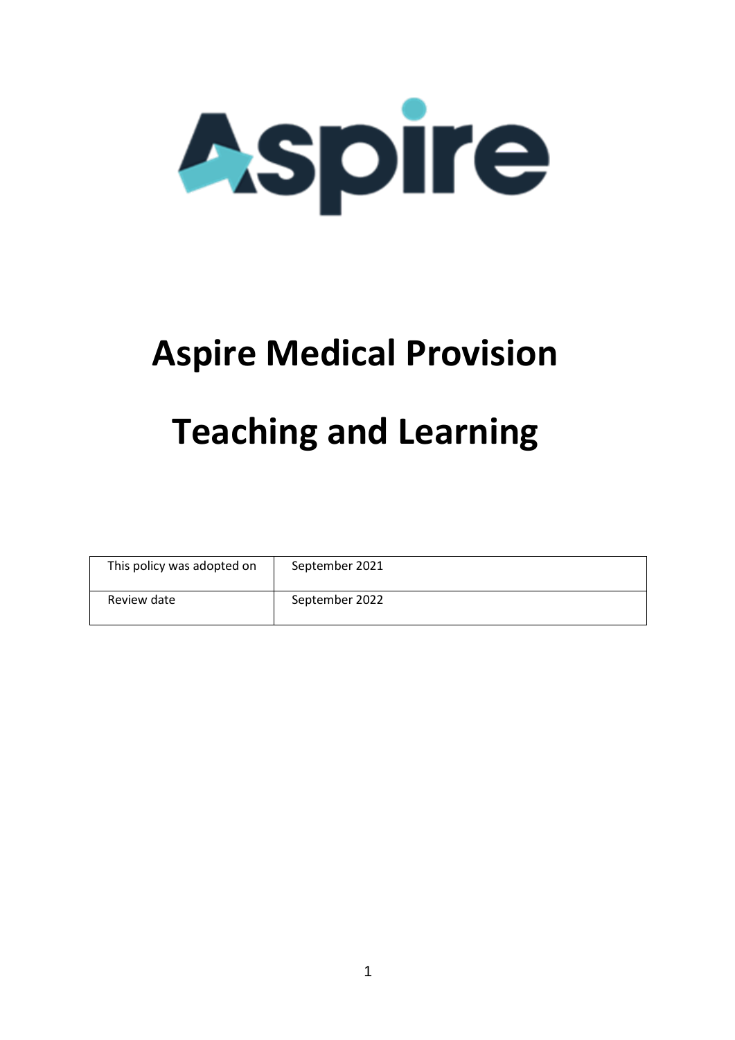# Aspire Medical Provision

# Teaching and Learning

| This policy was adopted on | September 2021 |
|---|---|
| Review date | September 2022 |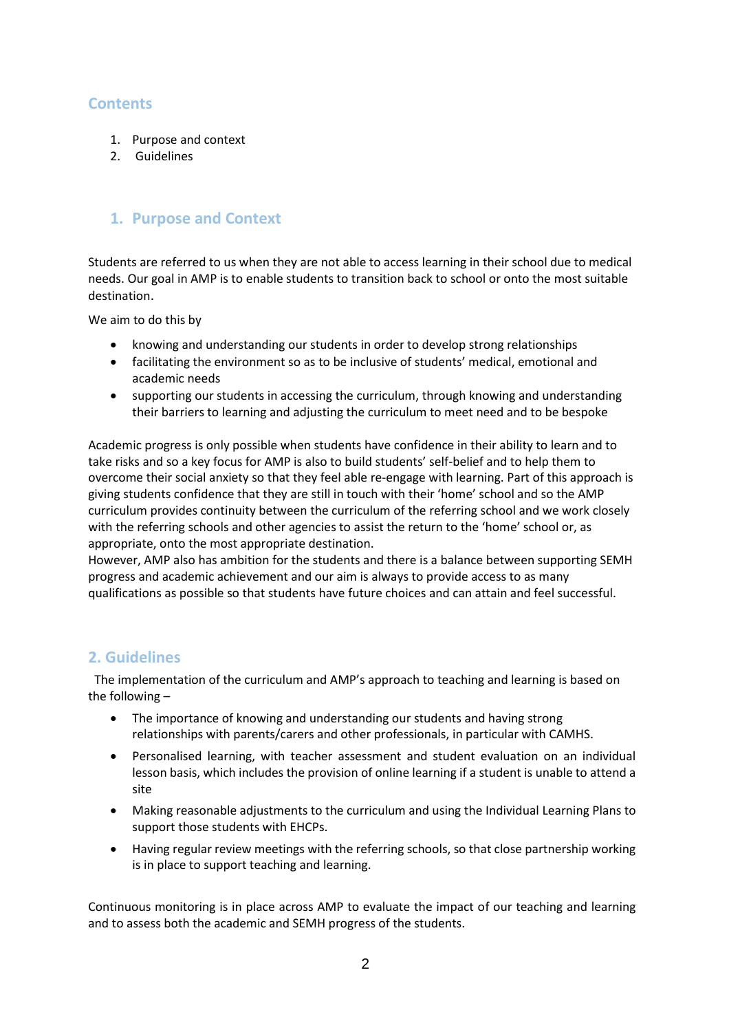## Contents

1. Purpose and context
2. Guidelines

## 1. Purpose and Context

Students are referred to us when they are not able to access learning in their school due to medical needs. Our goal in AMP is to enable students to transition back to school or onto the most suitable destination.

We aim to do this by

- knowing and understanding our students in order to develop strong relationships
- facilitating the environment so as to be inclusive of students' medical, emotional and academic needs
- supporting our students in accessing the curriculum, through knowing and understanding their barriers to learning and adjusting the curriculum to meet need and to be bespoke

Academic progress is only possible when students have confidence in their ability to learn and to take risks and so a key focus for AMP is also to build students' self-belief and to help them to overcome their social anxiety so that they feel able re-engage with learning. Part of this approach is giving students confidence that they are still in touch with their 'home' school and so the AMP curriculum provides continuity between the curriculum of the referring school and we work closely with the referring schools and other agencies to assist the return to the 'home' school or, as appropriate, onto the most appropriate destination.
However, AMP also has ambition for the students and there is a balance between supporting SEMH progress and academic achievement and our aim is always to provide access to as many qualifications as possible so that students have future choices and can attain and feel successful.

## 2. Guidelines

The implementation of the curriculum and AMP's approach to teaching and learning is based on the following –

- The importance of knowing and understanding our students and having strong relationships with parents/carers and other professionals, in particular with CAMHS.
- Personalised learning, with teacher assessment and student evaluation on an individual lesson basis, which includes the provision of online learning if a student is unable to attend a site
- Making reasonable adjustments to the curriculum and using the Individual Learning Plans to support those students with EHCPs.
- Having regular review meetings with the referring schools, so that close partnership working is in place to support teaching and learning.

Continuous monitoring is in place across AMP to evaluate the impact of our teaching and learning and to assess both the academic and SEMH progress of the students.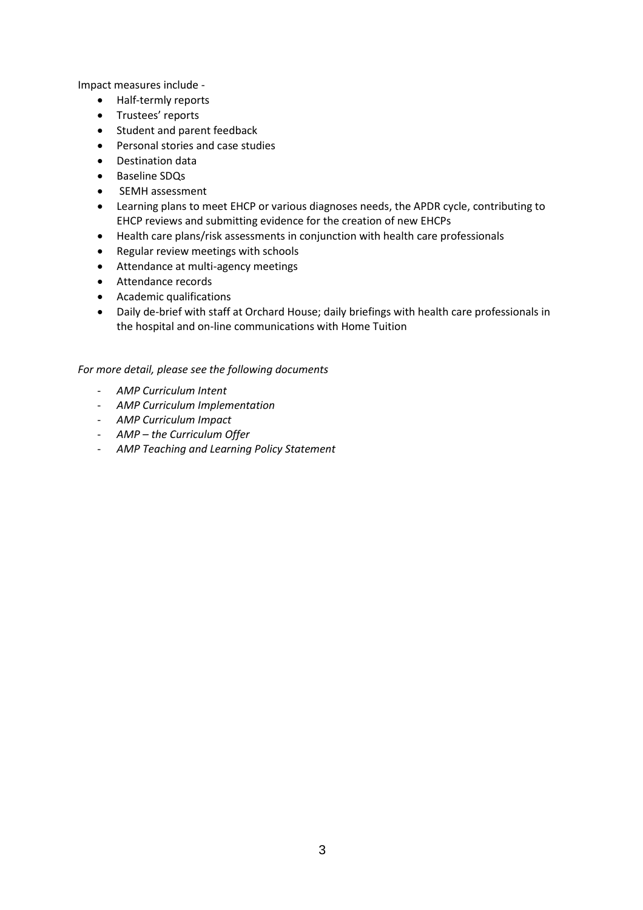Impact measures include -

- Half-termly reports
- Trustees' reports
- Student and parent feedback
- Personal stories and case studies
- Destination data
- Baseline SDQs
- SEMH assessment
- Learning plans to meet EHCP or various diagnoses needs, the APDR cycle, contributing to EHCP reviews and submitting evidence for the creation of new EHCPs
- Health care plans/risk assessments in conjunction with health care professionals
- Regular review meetings with schools
- Attendance at multi-agency meetings
- Attendance records
- Academic qualifications
- Daily de-brief with staff at Orchard House; daily briefings with health care professionals in the hospital and on-line communications with Home Tuition

*For more detail, please see the following documents*

- *AMP Curriculum Intent*
- *AMP Curriculum Implementation*
- *AMP Curriculum Impact*
- *AMP – the Curriculum Offer*
- *AMP Teaching and Learning Policy Statement*